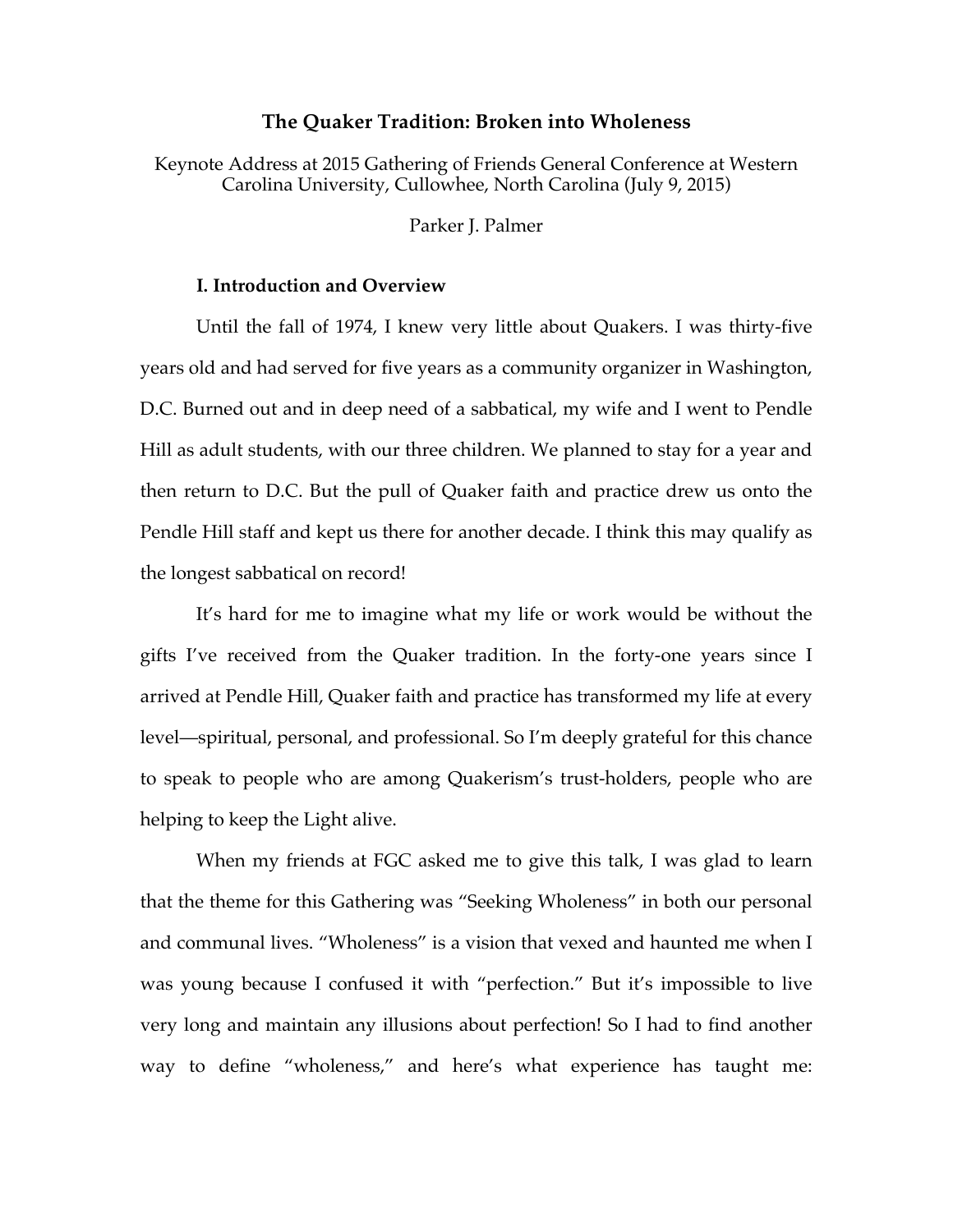# The Quaker Tradition: Broken into Wholeness

Keynote Address at 2015 Gathering of Friends General Conference at Western Carolina University, Cullowhee, North Carolina (July 9, 2015)

Parker J. Palmer

## I. Introduction and Overview

Until the fall of 1974, I knew very little about Quakers. I was thirty-five years old and had served for five years as a community organizer in Washington, D.C. Burned out and in deep need of a sabbatical, my wife and I went to Pendle Hill as adult students, with our three children. We planned to stay for a year and then return to D.C. But the pull of Quaker faith and practice drew us onto the Pendle Hill staff and kept us there for another decade. I think this may qualify as the longest sabbatical on record!

It's hard for me to imagine what my life or work would be without the gifts I've received from the Quaker tradition. In the forty-one years since I arrived at Pendle Hill, Quaker faith and practice has transformed my life at every level—spiritual, personal, and professional. So I'm deeply grateful for this chance to speak to people who are among Quakerism's trust-holders, people who are helping to keep the Light alive.

When my friends at FGC asked me to give this talk, I was glad to learn that the theme for this Gathering was "Seeking Wholeness" in both our personal and communal lives. "Wholeness" is a vision that vexed and haunted me when I was young because I confused it with "perfection." But it's impossible to live very long and maintain any illusions about perfection! So I had to find another way to define "wholeness," and here's what experience has taught me: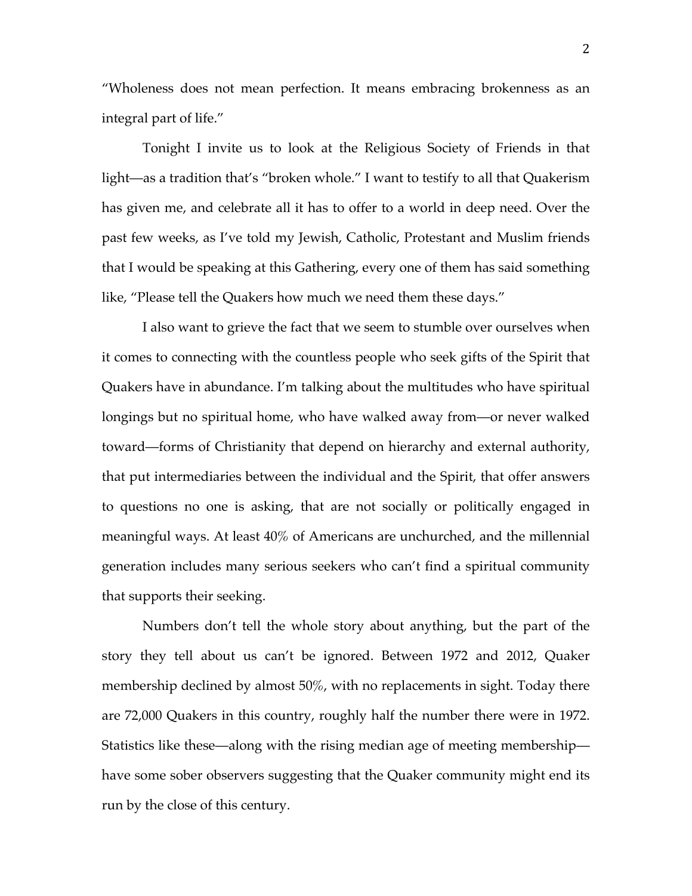"Wholeness does not mean perfection. It means embracing brokenness as an integral part of life."

Tonight I invite us to look at the Religious Society of Friends in that light—as a tradition that's "broken whole." I want to testify to all that Quakerism has given me, and celebrate all it has to offer to a world in deep need. Over the past few weeks, as I've told my Jewish, Catholic, Protestant and Muslim friends that I would be speaking at this Gathering, every one of them has said something like, "Please tell the Quakers how much we need them these days."

I also want to grieve the fact that we seem to stumble over ourselves when it comes to connecting with the countless people who seek gifts of the Spirit that Quakers have in abundance. I'm talking about the multitudes who have spiritual longings but no spiritual home, who have walked away from—or never walked toward—forms of Christianity that depend on hierarchy and external authority, that put intermediaries between the individual and the Spirit, that offer answers to questions no one is asking, that are not socially or politically engaged in meaningful ways. At least 40% of Americans are unchurched, and the millennial generation includes many serious seekers who can't find a spiritual community that supports their seeking.

Numbers don't tell the whole story about anything, but the part of the story they tell about us can't be ignored. Between 1972 and 2012, Quaker membership declined by almost 50%, with no replacements in sight. Today there are 72,000 Quakers in this country, roughly half the number there were in 1972. Statistics like these—along with the rising median age of meeting membership—have some sober observers suggesting that the Quaker community might end its run by the close of this century.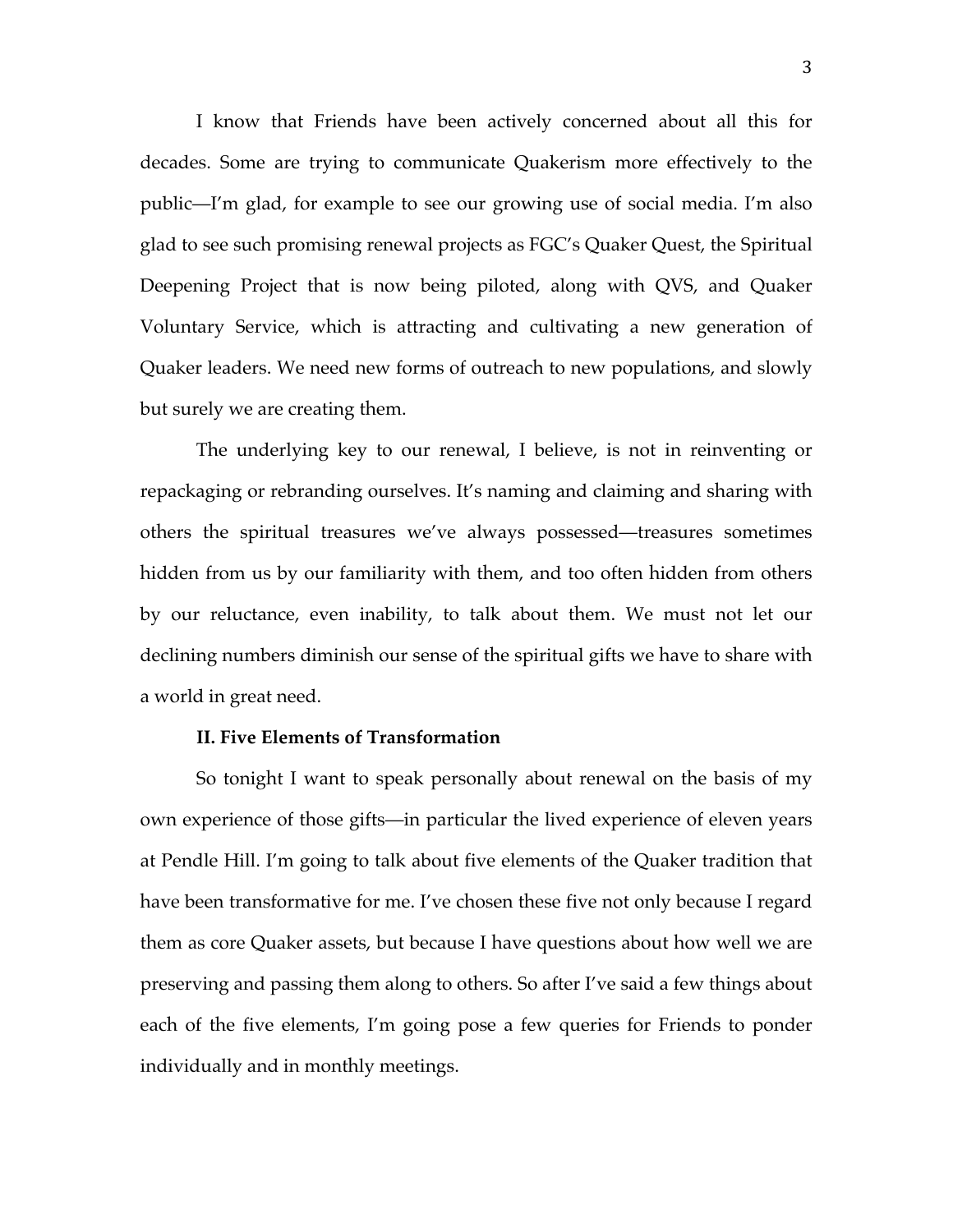I know that Friends have been actively concerned about all this for decades. Some are trying to communicate Quakerism more effectively to the public—I'm glad, for example to see our growing use of social media. I'm also glad to see such promising renewal projects as FGC's Quaker Quest, the Spiritual Deepening Project that is now being piloted, along with QVS, and Quaker Voluntary Service, which is attracting and cultivating a new generation of Quaker leaders. We need new forms of outreach to new populations, and slowly but surely we are creating them.

The underlying key to our renewal, I believe, is not in reinventing or repackaging or rebranding ourselves. It's naming and claiming and sharing with others the spiritual treasures we've always possessed—treasures sometimes hidden from us by our familiarity with them, and too often hidden from others by our reluctance, even inability, to talk about them. We must not let our declining numbers diminish our sense of the spiritual gifts we have to share with a world in great need.

## II. Five Elements of Transformation

So tonight I want to speak personally about renewal on the basis of my own experience of those gifts—in particular the lived experience of eleven years at Pendle Hill. I'm going to talk about five elements of the Quaker tradition that have been transformative for me. I've chosen these five not only because I regard them as core Quaker assets, but because I have questions about how well we are preserving and passing them along to others. So after I've said a few things about each of the five elements, I'm going pose a few queries for Friends to ponder individually and in monthly meetings.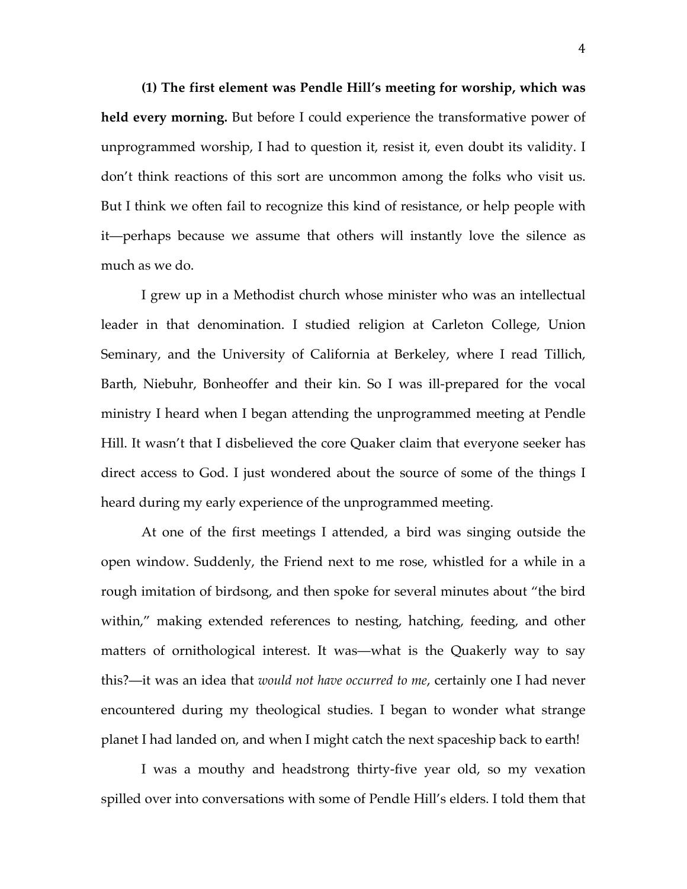**(1) The first element was Pendle Hill's meeting for worship, which was held every morning.** But before I could experience the transformative power of unprogrammed worship, I had to question it, resist it, even doubt its validity. I don't think reactions of this sort are uncommon among the folks who visit us. But I think we often fail to recognize this kind of resistance, or help people with it—perhaps because we assume that others will instantly love the silence as much as we do.

I grew up in a Methodist church whose minister who was an intellectual leader in that denomination. I studied religion at Carleton College, Union Seminary, and the University of California at Berkeley, where I read Tillich, Barth, Niebuhr, Bonheoffer and their kin. So I was ill-prepared for the vocal ministry I heard when I began attending the unprogrammed meeting at Pendle Hill. It wasn't that I disbelieved the core Quaker claim that everyone seeker has direct access to God. I just wondered about the source of some of the things I heard during my early experience of the unprogrammed meeting.

At one of the first meetings I attended, a bird was singing outside the open window. Suddenly, the Friend next to me rose, whistled for a while in a rough imitation of birdsong, and then spoke for several minutes about "the bird within," making extended references to nesting, hatching, feeding, and other matters of ornithological interest. It was—what is the Quakerly way to say this?—it was an idea that *would not have occurred to me*, certainly one I had never encountered during my theological studies. I began to wonder what strange planet I had landed on, and when I might catch the next spaceship back to earth!

I was a mouthy and headstrong thirty-five year old, so my vexation spilled over into conversations with some of Pendle Hill's elders. I told them that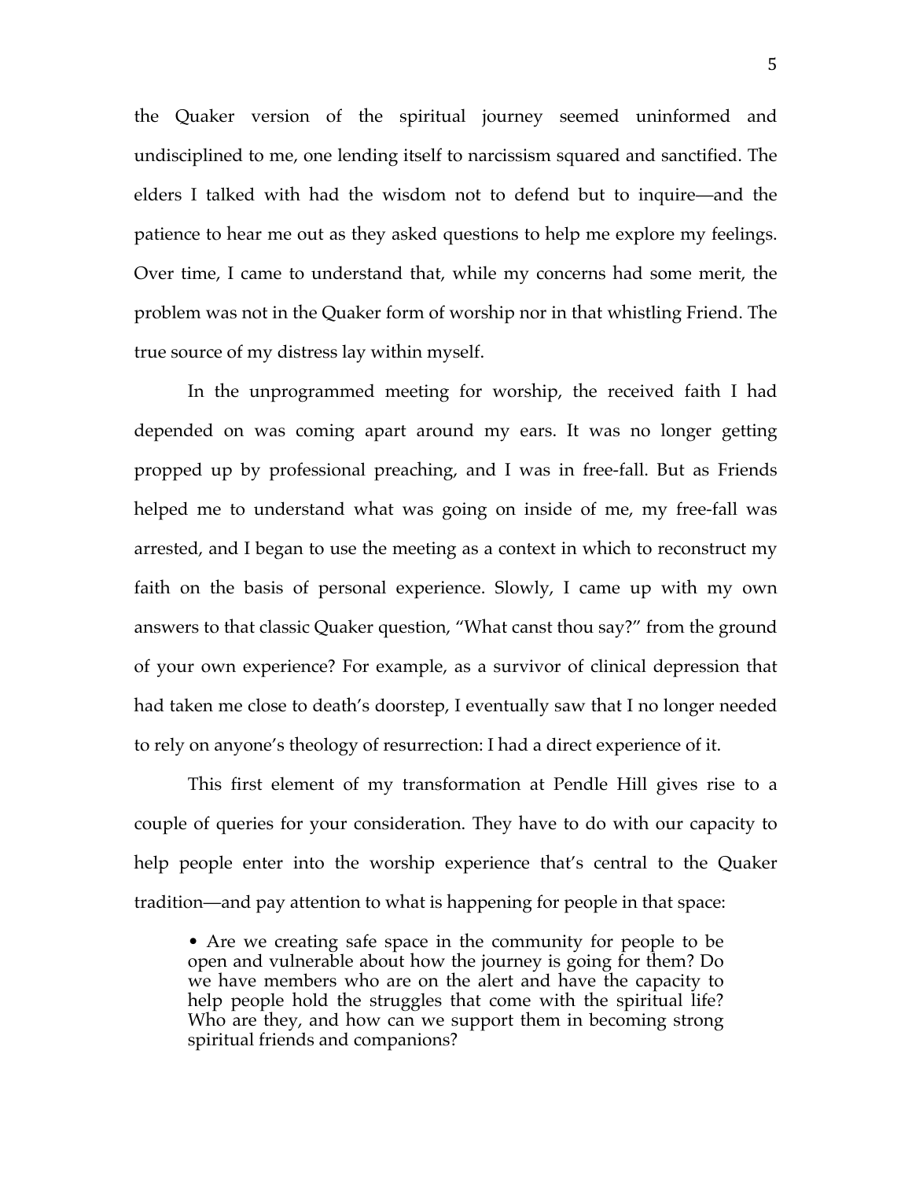the Quaker version of the spiritual journey seemed uninformed and undisciplined to me, one lending itself to narcissism squared and sanctified. The elders I talked with had the wisdom not to defend but to inquire—and the patience to hear me out as they asked questions to help me explore my feelings. Over time, I came to understand that, while my concerns had some merit, the problem was not in the Quaker form of worship nor in that whistling Friend. The true source of my distress lay within myself.

In the unprogrammed meeting for worship, the received faith I had depended on was coming apart around my ears. It was no longer getting propped up by professional preaching, and I was in free-fall. But as Friends helped me to understand what was going on inside of me, my free-fall was arrested, and I began to use the meeting as a context in which to reconstruct my faith on the basis of personal experience. Slowly, I came up with my own answers to that classic Quaker question, "What canst thou say?" from the ground of your own experience? For example, as a survivor of clinical depression that had taken me close to death's doorstep, I eventually saw that I no longer needed to rely on anyone's theology of resurrection: I had a direct experience of it.

This first element of my transformation at Pendle Hill gives rise to a couple of queries for your consideration. They have to do with our capacity to help people enter into the worship experience that's central to the Quaker tradition—and pay attention to what is happening for people in that space:

- Are we creating safe space in the community for people to be open and vulnerable about how the journey is going for them? Do we have members who are on the alert and have the capacity to help people hold the struggles that come with the spiritual life? Who are they, and how can we support them in becoming strong spiritual friends and companions?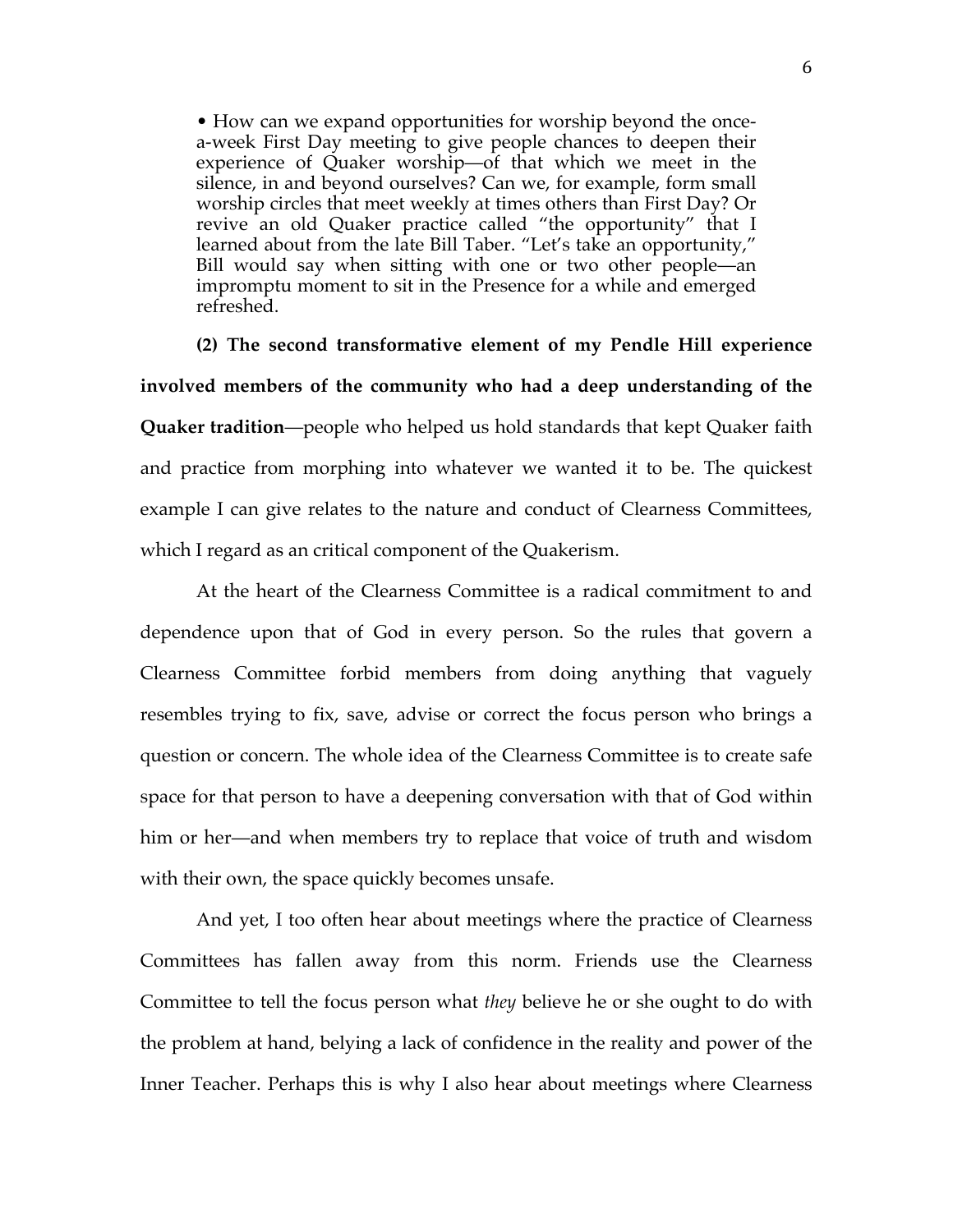• How can we expand opportunities for worship beyond the once-a-week First Day meeting to give people chances to deepen their experience of Quaker worship—of that which we meet in the silence, in and beyond ourselves? Can we, for example, form small worship circles that meet weekly at times others than First Day? Or revive an old Quaker practice called "the opportunity" that I learned about from the late Bill Taber. "Let's take an opportunity," Bill would say when sitting with one or two other people—an impromptu moment to sit in the Presence for a while and emerged refreshed.

**(2) The second transformative element of my Pendle Hill experience involved members of the community who had a deep understanding of the Quaker tradition**—people who helped us hold standards that kept Quaker faith and practice from morphing into whatever we wanted it to be. The quickest example I can give relates to the nature and conduct of Clearness Committees, which I regard as an critical component of the Quakerism.

At the heart of the Clearness Committee is a radical commitment to and dependence upon that of God in every person. So the rules that govern a Clearness Committee forbid members from doing anything that vaguely resembles trying to fix, save, advise or correct the focus person who brings a question or concern. The whole idea of the Clearness Committee is to create safe space for that person to have a deepening conversation with that of God within him or her—and when members try to replace that voice of truth and wisdom with their own, the space quickly becomes unsafe.

And yet, I too often hear about meetings where the practice of Clearness Committees has fallen away from this norm. Friends use the Clearness Committee to tell the focus person what *they* believe he or she ought to do with the problem at hand, belying a lack of confidence in the reality and power of the Inner Teacher. Perhaps this is why I also hear about meetings where Clearness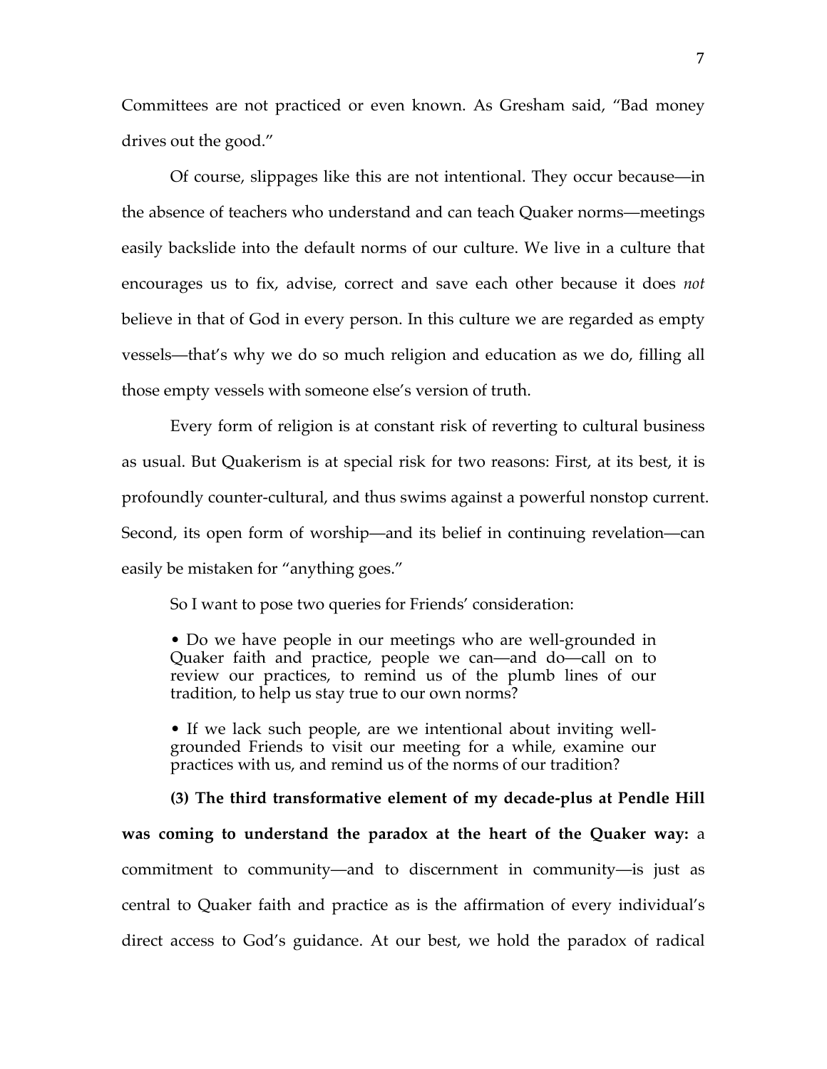Committees are not practiced or even known. As Gresham said, "Bad money drives out the good."

Of course, slippages like this are not intentional. They occur because—in the absence of teachers who understand and can teach Quaker norms—meetings easily backslide into the default norms of our culture. We live in a culture that encourages us to fix, advise, correct and save each other because it does *not* believe in that of God in every person. In this culture we are regarded as empty vessels—that's why we do so much religion and education as we do, filling all those empty vessels with someone else's version of truth.

Every form of religion is at constant risk of reverting to cultural business as usual. But Quakerism is at special risk for two reasons: First, at its best, it is profoundly counter-cultural, and thus swims against a powerful nonstop current. Second, its open form of worship—and its belief in continuing revelation—can easily be mistaken for "anything goes."

So I want to pose two queries for Friends' consideration:

> • Do we have people in our meetings who are well-grounded in Quaker faith and practice, people we can—and do—call on to review our practices, to remind us of the plumb lines of our tradition, to help us stay true to our own norms?
>
> • If we lack such people, are we intentional about inviting well-grounded Friends to visit our meeting for a while, examine our practices with us, and remind us of the norms of our tradition?

**(3) The third transformative element of my decade-plus at Pendle Hill was coming to understand the paradox at the heart of the Quaker way:** a commitment to community—and to discernment in community—is just as central to Quaker faith and practice as is the affirmation of every individual's direct access to God's guidance. At our best, we hold the paradox of radical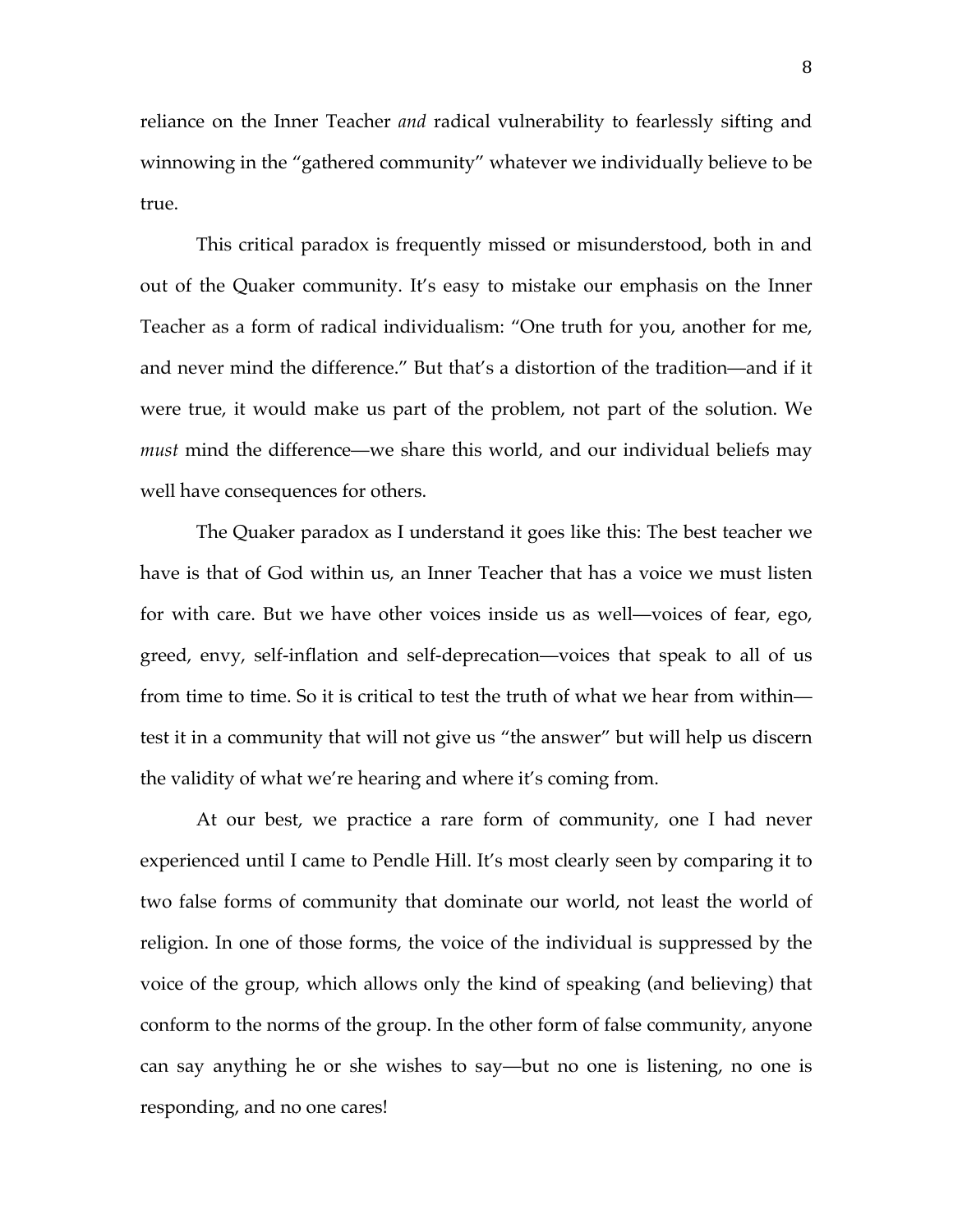reliance on the Inner Teacher *and* radical vulnerability to fearlessly sifting and winnowing in the "gathered community" whatever we individually believe to be true.

This critical paradox is frequently missed or misunderstood, both in and out of the Quaker community. It's easy to mistake our emphasis on the Inner Teacher as a form of radical individualism: "One truth for you, another for me, and never mind the difference." But that's a distortion of the tradition—and if it were true, it would make us part of the problem, not part of the solution. We *must* mind the difference—we share this world, and our individual beliefs may well have consequences for others.

The Quaker paradox as I understand it goes like this: The best teacher we have is that of God within us, an Inner Teacher that has a voice we must listen for with care. But we have other voices inside us as well—voices of fear, ego, greed, envy, self-inflation and self-deprecation—voices that speak to all of us from time to time. So it is critical to test the truth of what we hear from within—test it in a community that will not give us "the answer" but will help us discern the validity of what we're hearing and where it's coming from.

At our best, we practice a rare form of community, one I had never experienced until I came to Pendle Hill. It's most clearly seen by comparing it to two false forms of community that dominate our world, not least the world of religion. In one of those forms, the voice of the individual is suppressed by the voice of the group, which allows only the kind of speaking (and believing) that conform to the norms of the group. In the other form of false community, anyone can say anything he or she wishes to say—but no one is listening, no one is responding, and no one cares!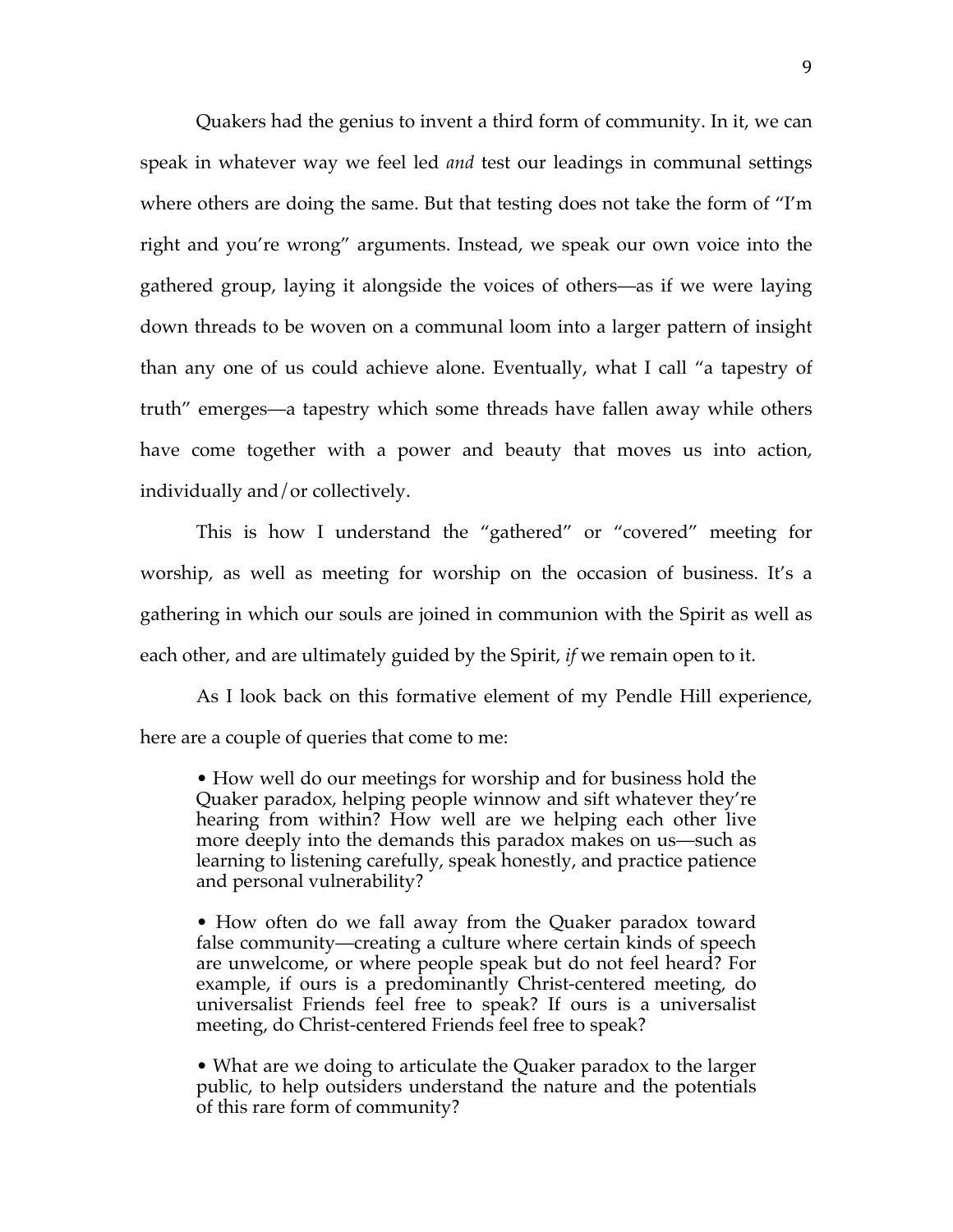Quakers had the genius to invent a third form of community. In it, we can speak in whatever way we feel led *and* test our leadings in communal settings where others are doing the same. But that testing does not take the form of "I'm right and you're wrong" arguments. Instead, we speak our own voice into the gathered group, laying it alongside the voices of others—as if we were laying down threads to be woven on a communal loom into a larger pattern of insight than any one of us could achieve alone. Eventually, what I call "a tapestry of truth" emerges—a tapestry which some threads have fallen away while others have come together with a power and beauty that moves us into action, individually and/or collectively.

This is how I understand the "gathered" or "covered" meeting for worship, as well as meeting for worship on the occasion of business. It's a gathering in which our souls are joined in communion with the Spirit as well as each other, and are ultimately guided by the Spirit, *if* we remain open to it.

As I look back on this formative element of my Pendle Hill experience, here are a couple of queries that come to me:

> • How well do our meetings for worship and for business hold the Quaker paradox, helping people winnow and sift whatever they're hearing from within? How well are we helping each other live more deeply into the demands this paradox makes on us—such as learning to listening carefully, speak honestly, and practice patience and personal vulnerability?
>
> • How often do we fall away from the Quaker paradox toward false community—creating a culture where certain kinds of speech are unwelcome, or where people speak but do not feel heard? For example, if ours is a predominantly Christ-centered meeting, do universalist Friends feel free to speak? If ours is a universalist meeting, do Christ-centered Friends feel free to speak?
>
> • What are we doing to articulate the Quaker paradox to the larger public, to help outsiders understand the nature and the potentials of this rare form of community?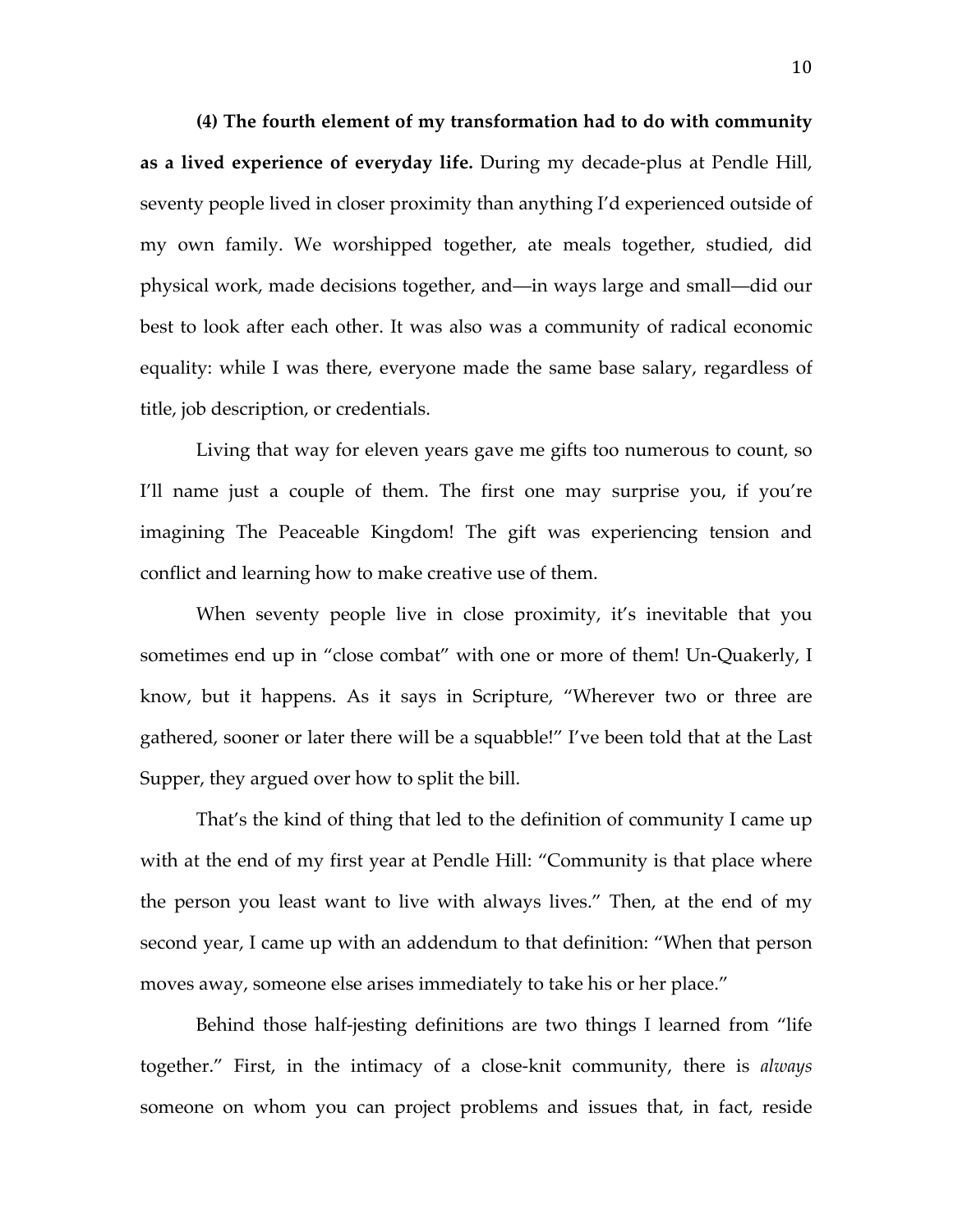**(4) The fourth element of my transformation had to do with community as a lived experience of everyday life.** During my decade-plus at Pendle Hill, seventy people lived in closer proximity than anything I'd experienced outside of my own family. We worshipped together, ate meals together, studied, did physical work, made decisions together, and—in ways large and small—did our best to look after each other. It was also was a community of radical economic equality: while I was there, everyone made the same base salary, regardless of title, job description, or credentials.

Living that way for eleven years gave me gifts too numerous to count, so I'll name just a couple of them. The first one may surprise you, if you're imagining The Peaceable Kingdom! The gift was experiencing tension and conflict and learning how to make creative use of them.

When seventy people live in close proximity, it's inevitable that you sometimes end up in "close combat" with one or more of them! Un-Quakerly, I know, but it happens. As it says in Scripture, "Wherever two or three are gathered, sooner or later there will be a squabble!" I've been told that at the Last Supper, they argued over how to split the bill.

That's the kind of thing that led to the definition of community I came up with at the end of my first year at Pendle Hill: "Community is that place where the person you least want to live with always lives." Then, at the end of my second year, I came up with an addendum to that definition: "When that person moves away, someone else arises immediately to take his or her place."

Behind those half-jesting definitions are two things I learned from "life together." First, in the intimacy of a close-knit community, there is *always* someone on whom you can project problems and issues that, in fact, reside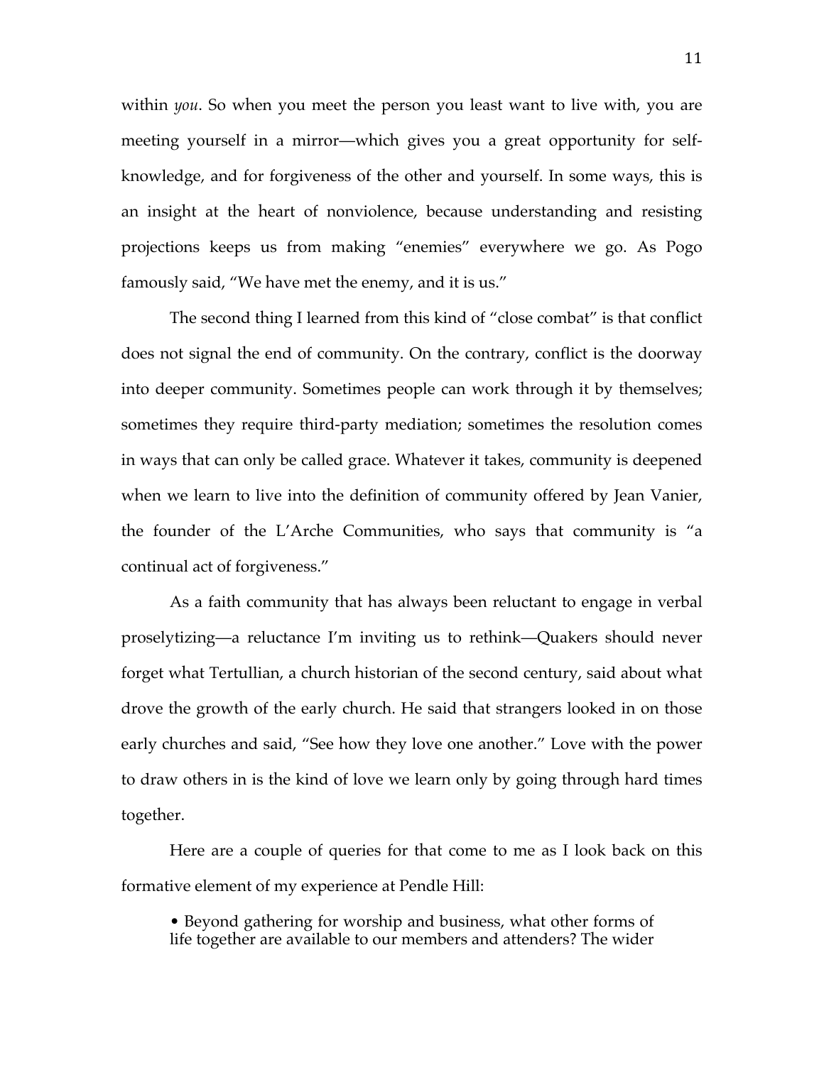within *you*. So when you meet the person you least want to live with, you are meeting yourself in a mirror—which gives you a great opportunity for self-knowledge, and for forgiveness of the other and yourself. In some ways, this is an insight at the heart of nonviolence, because understanding and resisting projections keeps us from making "enemies" everywhere we go. As Pogo famously said, "We have met the enemy, and it is us."

The second thing I learned from this kind of "close combat" is that conflict does not signal the end of community. On the contrary, conflict is the doorway into deeper community. Sometimes people can work through it by themselves; sometimes they require third-party mediation; sometimes the resolution comes in ways that can only be called grace. Whatever it takes, community is deepened when we learn to live into the definition of community offered by Jean Vanier, the founder of the L'Arche Communities, who says that community is "a continual act of forgiveness."

As a faith community that has always been reluctant to engage in verbal proselytizing—a reluctance I'm inviting us to rethink—Quakers should never forget what Tertullian, a church historian of the second century, said about what drove the growth of the early church. He said that strangers looked in on those early churches and said, "See how they love one another." Love with the power to draw others in is the kind of love we learn only by going through hard times together.

Here are a couple of queries for that come to me as I look back on this formative element of my experience at Pendle Hill:

- Beyond gathering for worship and business, what other forms of life together are available to our members and attenders? The wider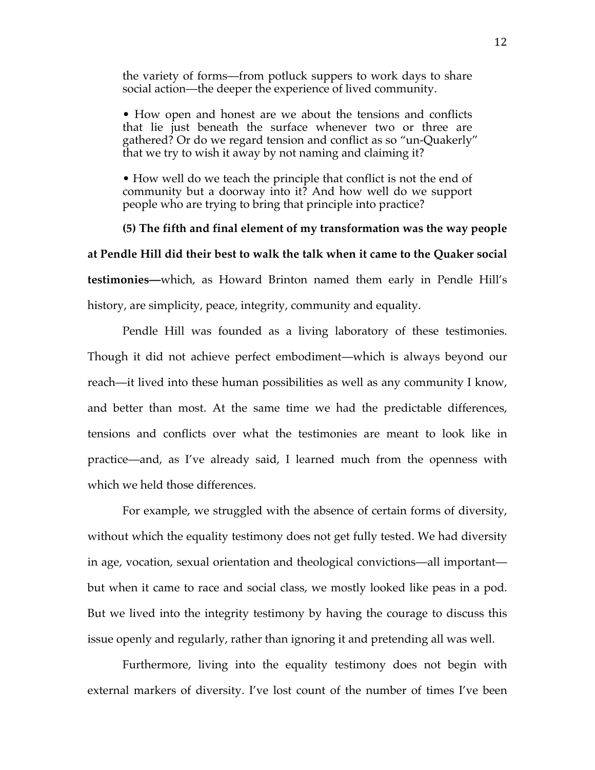the variety of forms—from potluck suppers to work days to share social action—the deeper the experience of lived community.

- How open and honest are we about the tensions and conflicts that lie just beneath the surface whenever two or three are gathered? Or do we regard tension and conflict as so "un-Quakerly" that we try to wish it away by not naming and claiming it?

- How well do we teach the principle that conflict is not the end of community but a doorway into it? And how well do we support people who are trying to bring that principle into practice?

**(5) The fifth and final element of my transformation was the way people at Pendle Hill did their best to walk the talk when it came to the Quaker social testimonies—**which, as Howard Brinton named them early in Pendle Hill's history, are simplicity, peace, integrity, community and equality.

Pendle Hill was founded as a living laboratory of these testimonies. Though it did not achieve perfect embodiment—which is always beyond our reach—it lived into these human possibilities as well as any community I know, and better than most. At the same time we had the predictable differences, tensions and conflicts over what the testimonies are meant to look like in practice—and, as I've already said, I learned much from the openness with which we held those differences.

For example, we struggled with the absence of certain forms of diversity, without which the equality testimony does not get fully tested. We had diversity in age, vocation, sexual orientation and theological convictions—all important—but when it came to race and social class, we mostly looked like peas in a pod. But we lived into the integrity testimony by having the courage to discuss this issue openly and regularly, rather than ignoring it and pretending all was well.

Furthermore, living into the equality testimony does not begin with external markers of diversity. I've lost count of the number of times I've been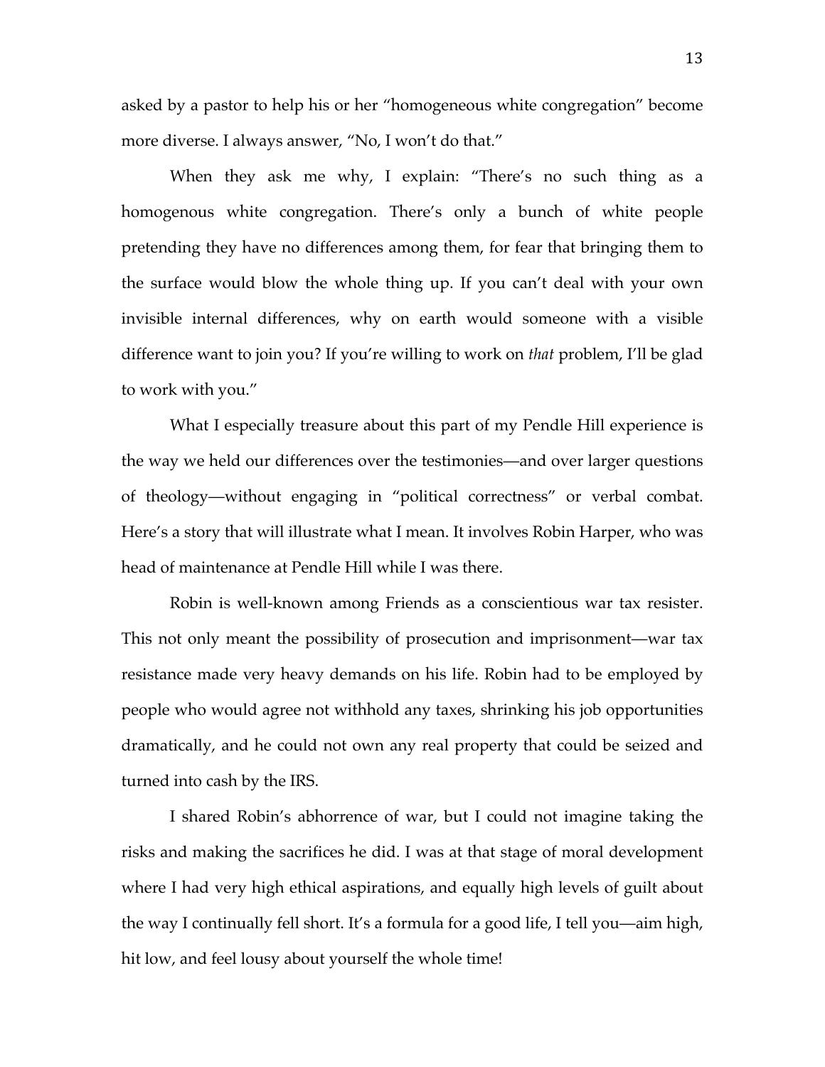asked by a pastor to help his or her "homogeneous white congregation" become more diverse. I always answer, "No, I won't do that."

When they ask me why, I explain: "There's no such thing as a homogenous white congregation. There's only a bunch of white people pretending they have no differences among them, for fear that bringing them to the surface would blow the whole thing up. If you can't deal with your own invisible internal differences, why on earth would someone with a visible difference want to join you? If you're willing to work on *that* problem, I'll be glad to work with you."

What I especially treasure about this part of my Pendle Hill experience is the way we held our differences over the testimonies—and over larger questions of theology—without engaging in "political correctness" or verbal combat. Here's a story that will illustrate what I mean. It involves Robin Harper, who was head of maintenance at Pendle Hill while I was there.

Robin is well-known among Friends as a conscientious war tax resister. This not only meant the possibility of prosecution and imprisonment—war tax resistance made very heavy demands on his life. Robin had to be employed by people who would agree not withhold any taxes, shrinking his job opportunities dramatically, and he could not own any real property that could be seized and turned into cash by the IRS.

I shared Robin's abhorrence of war, but I could not imagine taking the risks and making the sacrifices he did. I was at that stage of moral development where I had very high ethical aspirations, and equally high levels of guilt about the way I continually fell short. It's a formula for a good life, I tell you—aim high, hit low, and feel lousy about yourself the whole time!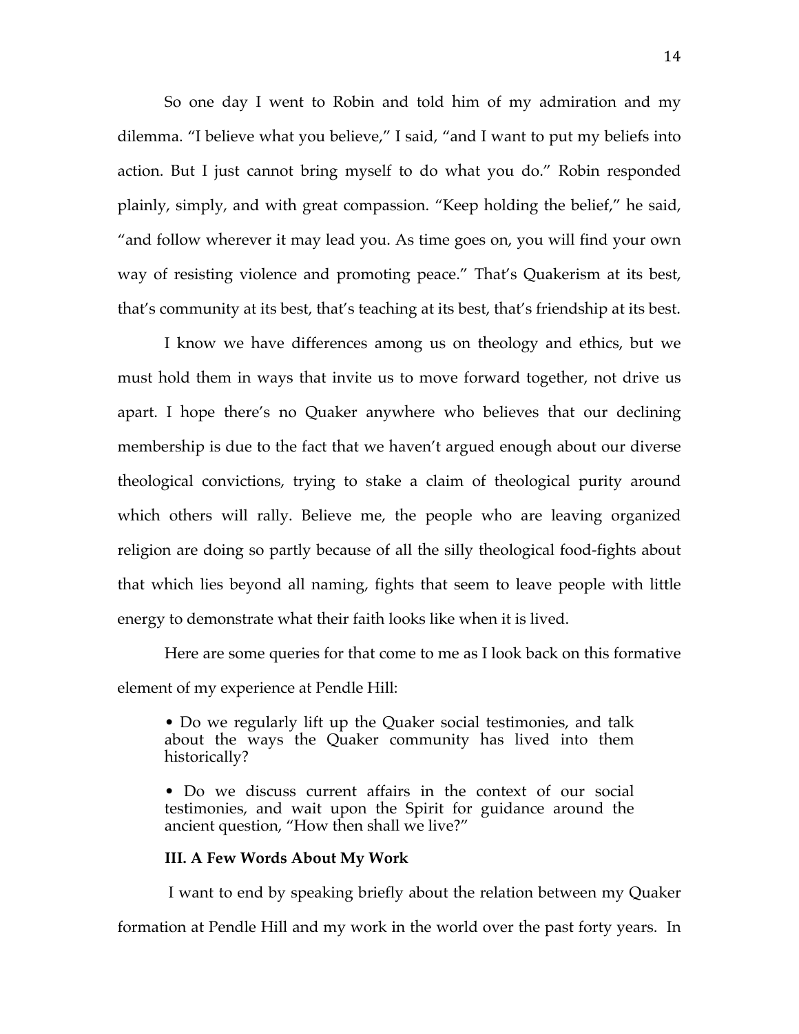So one day I went to Robin and told him of my admiration and my dilemma. "I believe what you believe," I said, "and I want to put my beliefs into action. But I just cannot bring myself to do what you do." Robin responded plainly, simply, and with great compassion. "Keep holding the belief," he said, "and follow wherever it may lead you. As time goes on, you will find your own way of resisting violence and promoting peace." That's Quakerism at its best, that's community at its best, that's teaching at its best, that's friendship at its best.

I know we have differences among us on theology and ethics, but we must hold them in ways that invite us to move forward together, not drive us apart. I hope there's no Quaker anywhere who believes that our declining membership is due to the fact that we haven't argued enough about our diverse theological convictions, trying to stake a claim of theological purity around which others will rally. Believe me, the people who are leaving organized religion are doing so partly because of all the silly theological food-fights about that which lies beyond all naming, fights that seem to leave people with little energy to demonstrate what their faith looks like when it is lived.

Here are some queries for that come to me as I look back on this formative element of my experience at Pendle Hill:

> • Do we regularly lift up the Quaker social testimonies, and talk about the ways the Quaker community has lived into them historically?
>
> • Do we discuss current affairs in the context of our social testimonies, and wait upon the Spirit for guidance around the ancient question, "How then shall we live?"

### III. A Few Words About My Work

I want to end by speaking briefly about the relation between my Quaker formation at Pendle Hill and my work in the world over the past forty years. In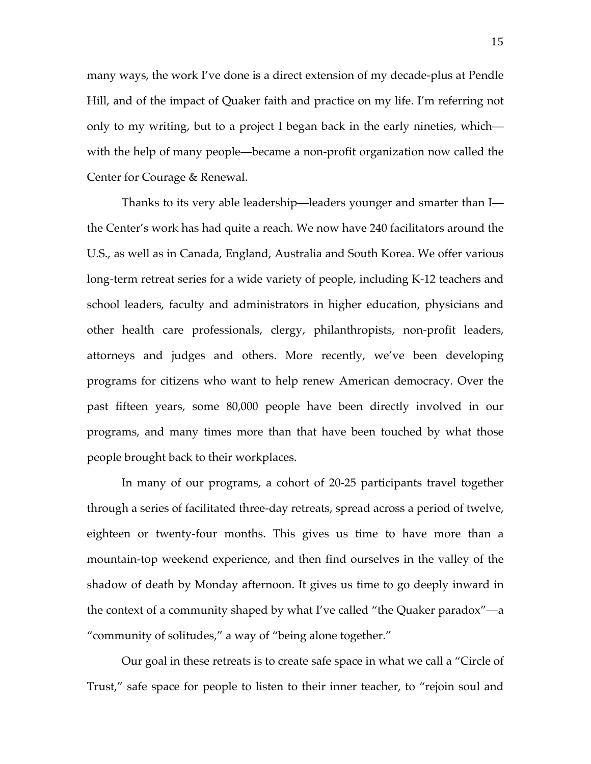many ways, the work I've done is a direct extension of my decade-plus at Pendle Hill, and of the impact of Quaker faith and practice on my life. I'm referring not only to my writing, but to a project I began back in the early nineties, which—with the help of many people—became a non-profit organization now called the Center for Courage & Renewal.

Thanks to its very able leadership—leaders younger and smarter than I—the Center's work has had quite a reach. We now have 240 facilitators around the U.S., as well as in Canada, England, Australia and South Korea. We offer various long-term retreat series for a wide variety of people, including K-12 teachers and school leaders, faculty and administrators in higher education, physicians and other health care professionals, clergy, philanthropists, non-profit leaders, attorneys and judges and others. More recently, we've been developing programs for citizens who want to help renew American democracy. Over the past fifteen years, some 80,000 people have been directly involved in our programs, and many times more than that have been touched by what those people brought back to their workplaces.

In many of our programs, a cohort of 20-25 participants travel together through a series of facilitated three-day retreats, spread across a period of twelve, eighteen or twenty-four months. This gives us time to have more than a mountain-top weekend experience, and then find ourselves in the valley of the shadow of death by Monday afternoon. It gives us time to go deeply inward in the context of a community shaped by what I've called "the Quaker paradox"—a "community of solitudes," a way of "being alone together."

Our goal in these retreats is to create safe space in what we call a "Circle of Trust," safe space for people to listen to their inner teacher, to "rejoin soul and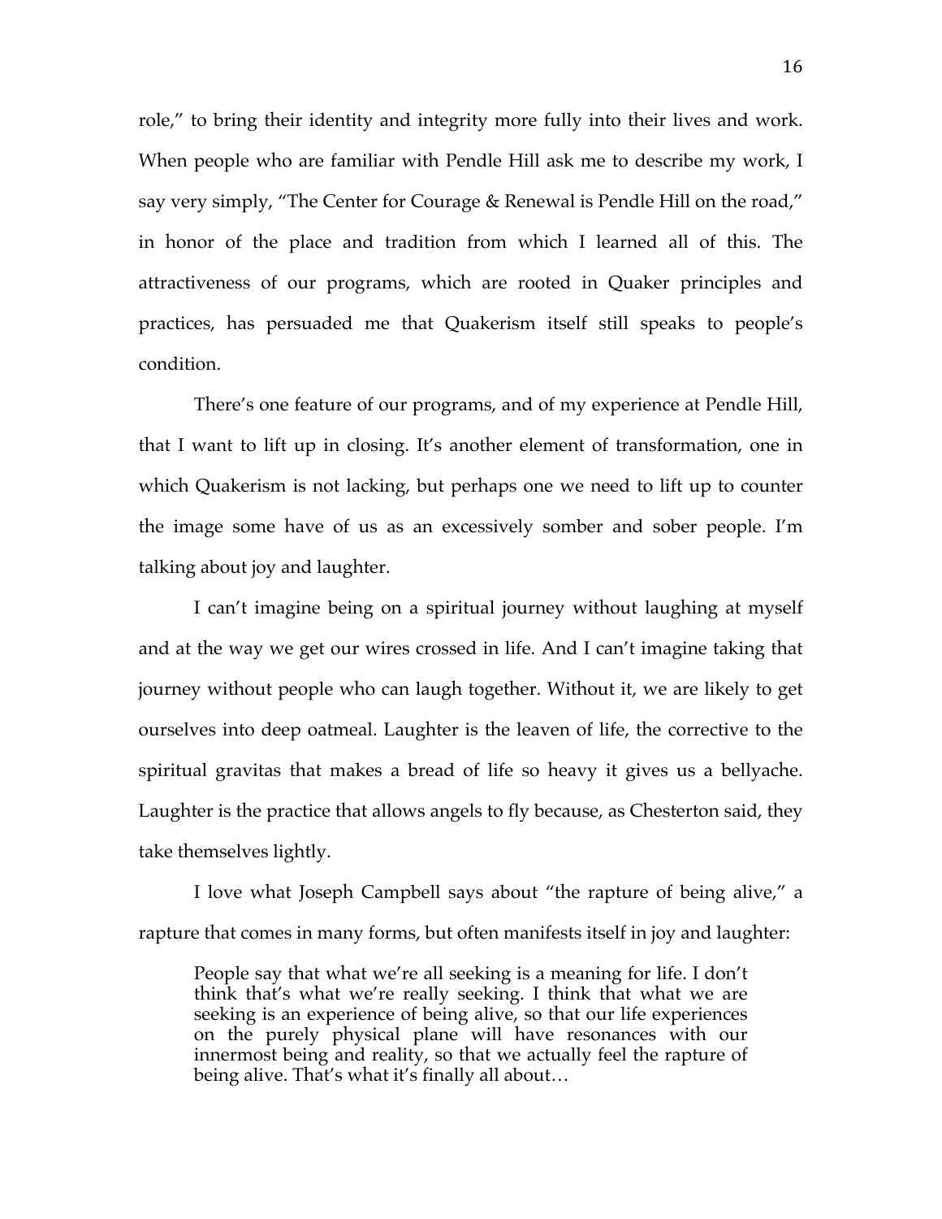role," to bring their identity and integrity more fully into their lives and work. When people who are familiar with Pendle Hill ask me to describe my work, I say very simply, "The Center for Courage & Renewal is Pendle Hill on the road," in honor of the place and tradition from which I learned all of this. The attractiveness of our programs, which are rooted in Quaker principles and practices, has persuaded me that Quakerism itself still speaks to people's condition.

There's one feature of our programs, and of my experience at Pendle Hill, that I want to lift up in closing. It's another element of transformation, one in which Quakerism is not lacking, but perhaps one we need to lift up to counter the image some have of us as an excessively somber and sober people. I'm talking about joy and laughter.

I can't imagine being on a spiritual journey without laughing at myself and at the way we get our wires crossed in life. And I can't imagine taking that journey without people who can laugh together. Without it, we are likely to get ourselves into deep oatmeal. Laughter is the leaven of life, the corrective to the spiritual gravitas that makes a bread of life so heavy it gives us a bellyache. Laughter is the practice that allows angels to fly because, as Chesterton said, they take themselves lightly.

I love what Joseph Campbell says about "the rapture of being alive," a rapture that comes in many forms, but often manifests itself in joy and laughter:

> People say that what we're all seeking is a meaning for life. I don't think that's what we're really seeking. I think that what we are seeking is an experience of being alive, so that our life experiences on the purely physical plane will have resonances with our innermost being and reality, so that we actually feel the rapture of being alive. That's what it's finally all about…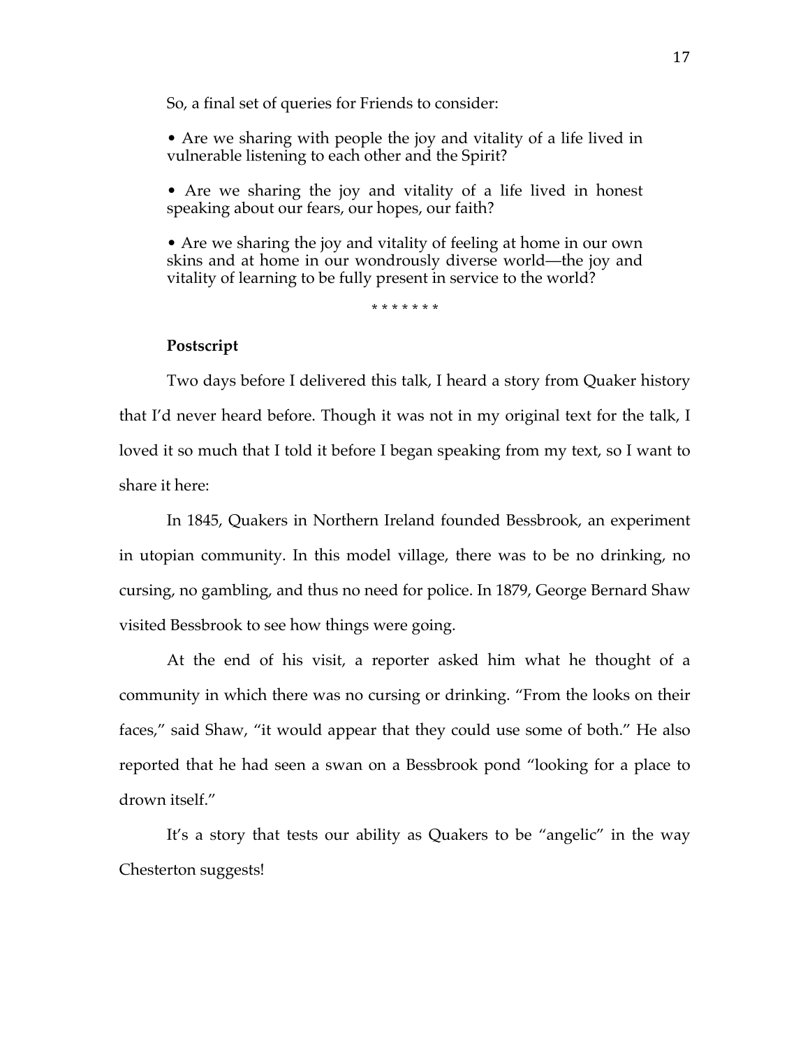So, a final set of queries for Friends to consider:

• Are we sharing with people the joy and vitality of a life lived in vulnerable listening to each other and the Spirit?

• Are we sharing the joy and vitality of a life lived in honest speaking about our fears, our hopes, our faith?

• Are we sharing the joy and vitality of feeling at home in our own skins and at home in our wondrously diverse world—the joy and vitality of learning to be fully present in service to the world?

\* \* \* \* \* \* \*

**Postscript**

Two days before I delivered this talk, I heard a story from Quaker history that I'd never heard before. Though it was not in my original text for the talk, I loved it so much that I told it before I began speaking from my text, so I want to share it here:

In 1845, Quakers in Northern Ireland founded Bessbrook, an experiment in utopian community. In this model village, there was to be no drinking, no cursing, no gambling, and thus no need for police. In 1879, George Bernard Shaw visited Bessbrook to see how things were going.

At the end of his visit, a reporter asked him what he thought of a community in which there was no cursing or drinking. "From the looks on their faces," said Shaw, "it would appear that they could use some of both." He also reported that he had seen a swan on a Bessbrook pond "looking for a place to drown itself."

It's a story that tests our ability as Quakers to be "angelic" in the way Chesterton suggests!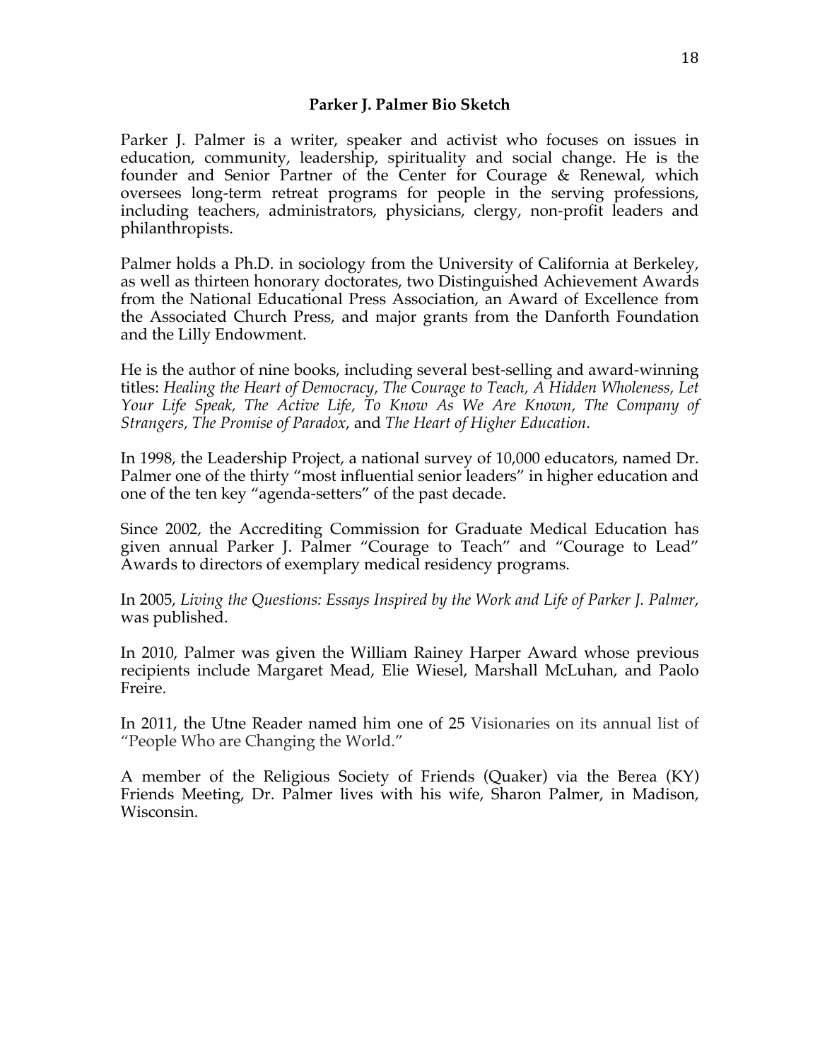**Parker J. Palmer Bio Sketch**

Parker J. Palmer is a writer, speaker and activist who focuses on issues in education, community, leadership, spirituality and social change. He is the founder and Senior Partner of the Center for Courage & Renewal, which oversees long-term retreat programs for people in the serving professions, including teachers, administrators, physicians, clergy, non-profit leaders and philanthropists.

Palmer holds a Ph.D. in sociology from the University of California at Berkeley, as well as thirteen honorary doctorates, two Distinguished Achievement Awards from the National Educational Press Association, an Award of Excellence from the Associated Church Press, and major grants from the Danforth Foundation and the Lilly Endowment.

He is the author of nine books, including several best-selling and award-winning titles: *Healing the Heart of Democracy, The Courage to Teach, A Hidden Wholeness, Let Your Life Speak, The Active Life, To Know As We Are Known, The Company of Strangers, The Promise of Paradox*, and *The Heart of Higher Education*.

In 1998, the Leadership Project, a national survey of 10,000 educators, named Dr. Palmer one of the thirty "most influential senior leaders" in higher education and one of the ten key "agenda-setters" of the past decade.

Since 2002, the Accrediting Commission for Graduate Medical Education has given annual Parker J. Palmer "Courage to Teach" and "Courage to Lead" Awards to directors of exemplary medical residency programs.

In 2005, *Living the Questions: Essays Inspired by the Work and Life of Parker J. Palmer*, was published.

In 2010, Palmer was given the William Rainey Harper Award whose previous recipients include Margaret Mead, Elie Wiesel, Marshall McLuhan, and Paolo Freire.

In 2011, the Utne Reader named him one of 25 Visionaries on its annual list of "People Who are Changing the World."

A member of the Religious Society of Friends (Quaker) via the Berea (KY) Friends Meeting, Dr. Palmer lives with his wife, Sharon Palmer, in Madison, Wisconsin.